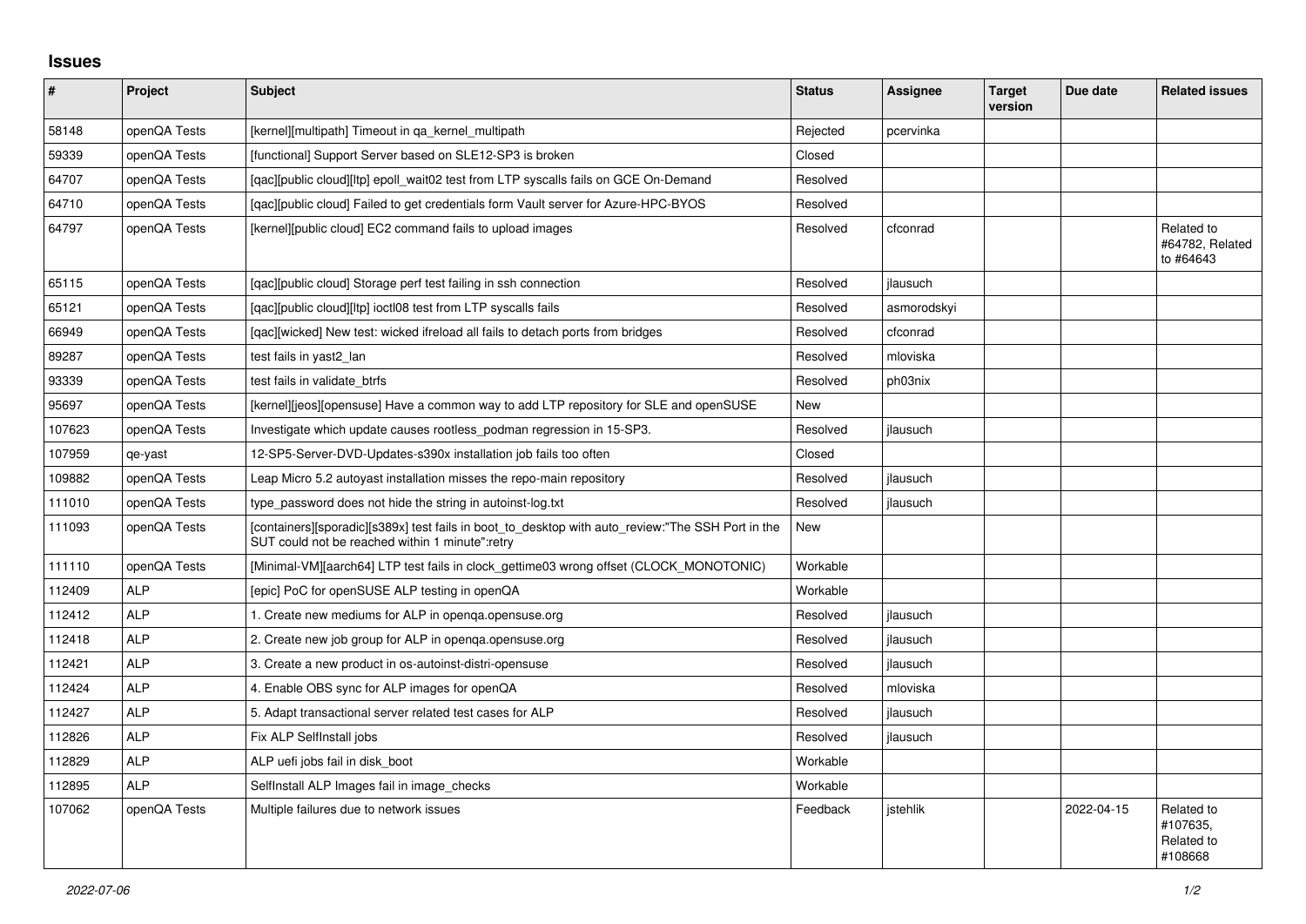## Issues

| # | Project | Subject | Status | Assignee | Target version | Due date | Related issues |
|---|---|---|---|---|---|---|---|
| 58148 | openQA Tests | [kernel][multipath] Timeout in qa_kernel_multipath | Rejected | pcervinka | | | |
| 59339 | openQA Tests | [functional] Support Server based on SLE12-SP3 is broken | Closed | | | | |
| 64707 | openQA Tests | [qac][public cloud][ltp] epoll_wait02 test from LTP syscalls fails on GCE On-Demand | Resolved | | | | |
| 64710 | openQA Tests | [qac][public cloud] Failed to get credentials form Vault server for Azure-HPC-BYOS | Resolved | | | | |
| 64797 | openQA Tests | [kernel][public cloud] EC2 command fails to upload images | Resolved | cfconrad | | | Related to #64782, Related to #64643 |
| 65115 | openQA Tests | [qac][public cloud] Storage perf test failing in ssh connection | Resolved | jlausuch | | | |
| 65121 | openQA Tests | [qac][public cloud][ltp] ioctl08 test from LTP syscalls fails | Resolved | asmorodskyi | | | |
| 66949 | openQA Tests | [qac][wicked] New test: wicked ifreload all fails to detach ports from bridges | Resolved | cfconrad | | | |
| 89287 | openQA Tests | test fails in yast2_lan | Resolved | mloviska | | | |
| 93339 | openQA Tests | test fails in validate_btrfs | Resolved | ph03nix | | | |
| 95697 | openQA Tests | [kernel][jeos][opensuse] Have a common way to add LTP repository for SLE and openSUSE | New | | | | |
| 107623 | openQA Tests | Investigate which update causes rootless_podman regression in 15-SP3. | Resolved | jlausuch | | | |
| 107959 | qe-yast | 12-SP5-Server-DVD-Updates-s390x installation job fails too often | Closed | | | | |
| 109882 | openQA Tests | Leap Micro 5.2 autoyast installation misses the repo-main repository | Resolved | jlausuch | | | |
| 111010 | openQA Tests | type_password does not hide the string in autoinst-log.txt | Resolved | jlausuch | | | |
| 111093 | openQA Tests | [containers][sporadic][s389x] test fails in boot_to_desktop with auto_review:"The SSH Port in the SUT could not be reached within 1 minute":retry | New | | | | |
| 111110 | openQA Tests | [Minimal-VM][aarch64] LTP test fails in clock_gettime03 wrong offset (CLOCK_MONOTONIC) | Workable | | | | |
| 112409 | ALP | [epic] PoC for openSUSE ALP testing in openQA | Workable | | | | |
| 112412 | ALP | 1. Create new mediums for ALP in openqa.opensuse.org | Resolved | jlausuch | | | |
| 112418 | ALP | 2. Create new job group for ALP in openqa.opensuse.org | Resolved | jlausuch | | | |
| 112421 | ALP | 3. Create a new product in os-autoinst-distri-opensuse | Resolved | jlausuch | | | |
| 112424 | ALP | 4. Enable OBS sync for ALP images for openQA | Resolved | mloviska | | | |
| 112427 | ALP | 5. Adapt transactional server related test cases for ALP | Resolved | jlausuch | | | |
| 112826 | ALP | Fix ALP SelfInstall jobs | Resolved | jlausuch | | | |
| 112829 | ALP | ALP uefi jobs fail in disk_boot | Workable | | | | |
| 112895 | ALP | SelfInstall ALP Images fail in image_checks | Workable | | | | |
| 107062 | openQA Tests | Multiple failures due to network issues | Feedback | jstehlik | | 2022-04-15 | Related to #107635, Related to #108668 |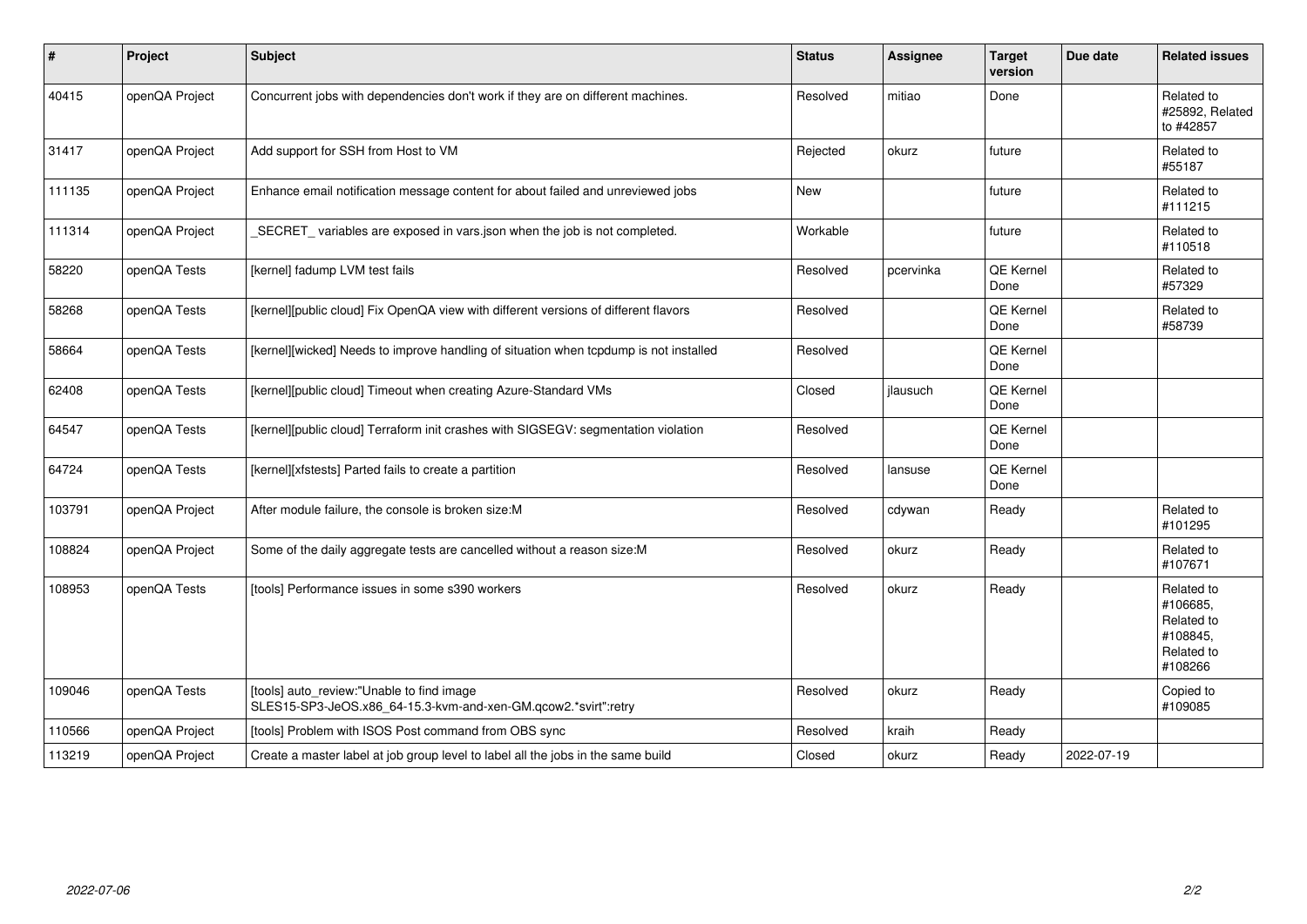| # | Project | Subject | Status | Assignee | Target version | Due date | Related issues |
|---|---|---|---|---|---|---|---|
| 40415 | openQA Project | Concurrent jobs with dependencies don't work if they are on different machines. | Resolved | mitiao | Done | | Related to #25892, Related to #42857 |
| 31417 | openQA Project | Add support for SSH from Host to VM | Rejected | okurz | future | | Related to #55187 |
| 111135 | openQA Project | Enhance email notification message content for about failed and unreviewed jobs | New | | future | | Related to #111215 |
| 111314 | openQA Project | _SECRET_ variables are exposed in vars.json when the job is not completed. | Workable | | future | | Related to #110518 |
| 58220 | openQA Tests | [kernel] fadump LVM test fails | Resolved | pcervinka | QE Kernel Done | | Related to #57329 |
| 58268 | openQA Tests | [kernel][public cloud] Fix OpenQA view with different versions of different flavors | Resolved | | QE Kernel Done | | Related to #58739 |
| 58664 | openQA Tests | [kernel][wicked] Needs to improve handling of situation when tcpdump is not installed | Resolved | | QE Kernel Done | | |
| 62408 | openQA Tests | [kernel][public cloud] Timeout when creating Azure-Standard VMs | Closed | jlausuch | QE Kernel Done | | |
| 64547 | openQA Tests | [kernel][public cloud] Terraform init crashes with SIGSEGV: segmentation violation | Resolved | | QE Kernel Done | | |
| 64724 | openQA Tests | [kernel][xfstests] Parted fails to create a partition | Resolved | lansuse | QE Kernel Done | | |
| 103791 | openQA Project | After module failure, the console is broken size:M | Resolved | cdywan | Ready | | Related to #101295 |
| 108824 | openQA Project | Some of the daily aggregate tests are cancelled without a reason size:M | Resolved | okurz | Ready | | Related to #107671 |
| 108953 | openQA Tests | [tools] Performance issues in some s390 workers | Resolved | okurz | Ready | | Related to #106685, Related to #108845, Related to #108266 |
| 109046 | openQA Tests | [tools] auto_review:"Unable to find image SLES15-SP3-JeOS.x86_64-15.3-kvm-and-xen-GM.qcow2.*svirt":retry | Resolved | okurz | Ready | | Copied to #109085 |
| 110566 | openQA Project | [tools] Problem with ISOS Post command from OBS sync | Resolved | kraih | Ready | | |
| 113219 | openQA Project | Create a master label at job group level to label all the jobs in the same build | Closed | okurz | Ready | 2022-07-19 | |